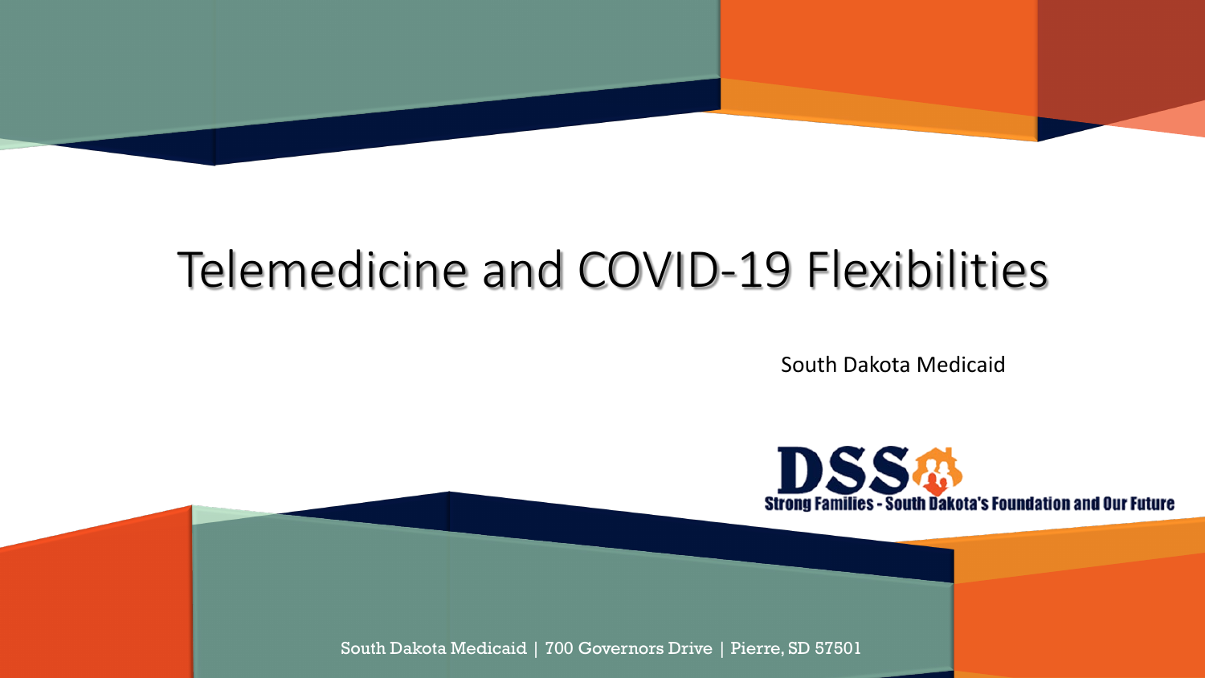# Telemedicine and COVID-19 Flexibilities

South Dakota Medicaid

DSS

Strong Families - South Dakota's Foundation and Our Future

South Dakota Medicaid | 700 Governors Drive | Pierre, SD 57501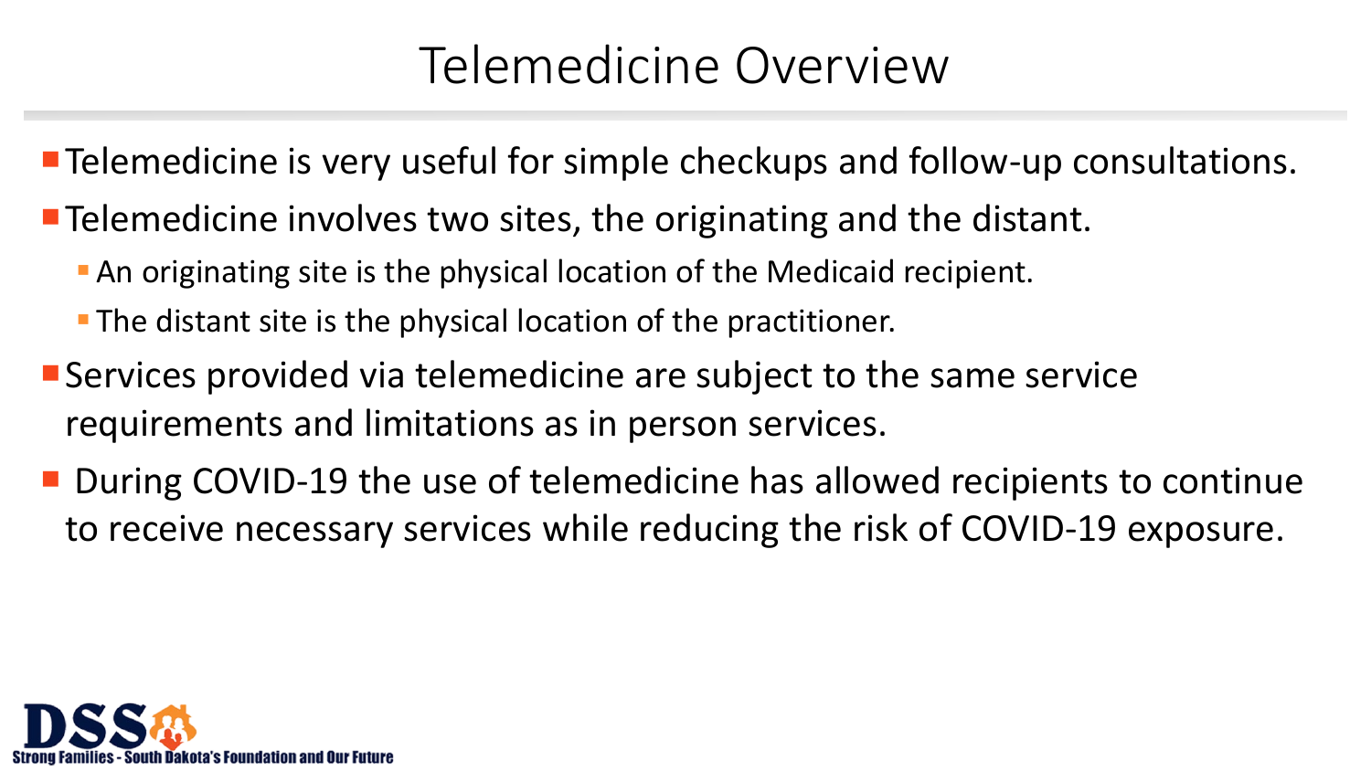# Telemedicine Overview

- Telemedicine is very useful for simple checkups and follow-up consultations.
- Telemedicine involves two sites, the originating and the distant.
  - An originating site is the physical location of the Medicaid recipient.
  - The distant site is the physical location of the practitioner.
- Services provided via telemedicine are subject to the same service requirements and limitations as in person services.
- During COVID-19 the use of telemedicine has allowed recipients to continue to receive necessary services while reducing the risk of COVID-19 exposure.

DSS Strong Families - South Dakota's Foundation and Our Future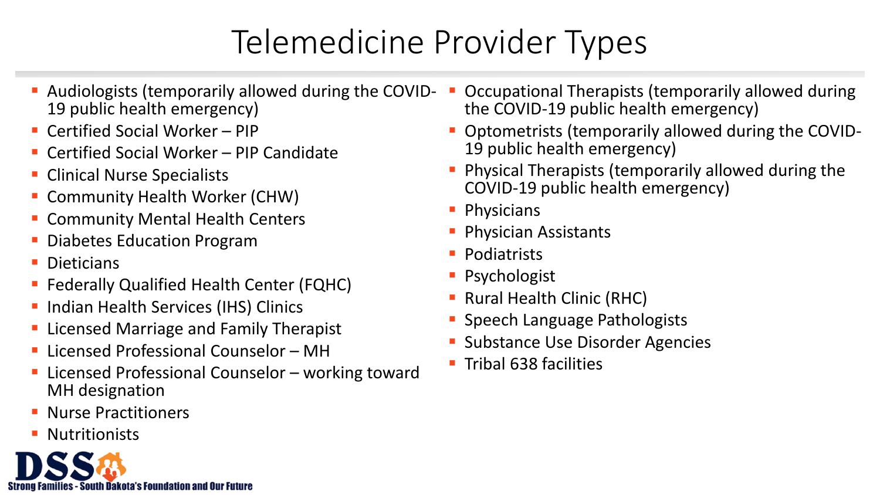# Telemedicine Provider Types

- Audiologists (temporarily allowed during the COVID-19 public health emergency)
- Certified Social Worker – PIP
- Certified Social Worker – PIP Candidate
- Clinical Nurse Specialists
- Community Health Worker (CHW)
- Community Mental Health Centers
- Diabetes Education Program
- Dieticians
- Federally Qualified Health Center (FQHC)
- Indian Health Services (IHS) Clinics
- Licensed Marriage and Family Therapist
- Licensed Professional Counselor – MH
- Licensed Professional Counselor – working toward MH designation
- Nurse Practitioners
- Nutritionists
- Occupational Therapists (temporarily allowed during the COVID-19 public health emergency)
- Optometrists (temporarily allowed during the COVID-19 public health emergency)
- Physical Therapists (temporarily allowed during the COVID-19 public health emergency)
- Physicians
- Physician Assistants
- Podiatrists
- Psychologist
- Rural Health Clinic (RHC)
- Speech Language Pathologists
- Substance Use Disorder Agencies
- Tribal 638 facilities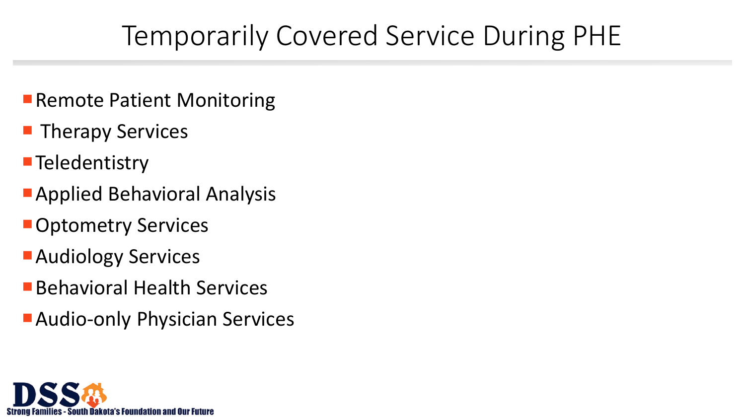# Temporarily Covered Service During PHE

- Remote Patient Monitoring
- Therapy Services
- Teledentistry
- Applied Behavioral Analysis
- Optometry Services
- Audiology Services
- Behavioral Health Services
- Audio-only Physician Services

DSS Strong Families - South Dakota's Foundation and Our Future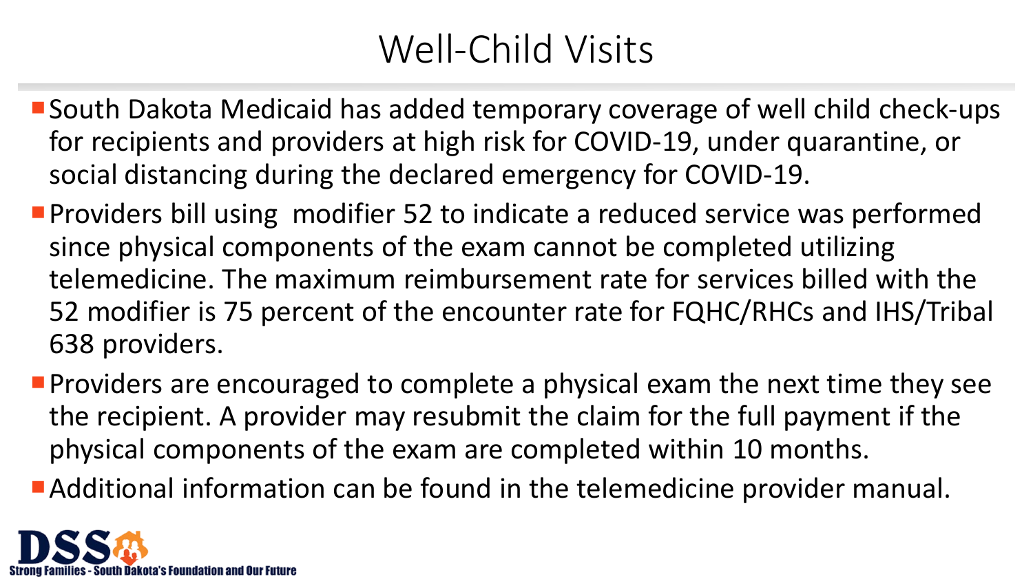# Well-Child Visits

- South Dakota Medicaid has added temporary coverage of well child check-ups for recipients and providers at high risk for COVID-19, under quarantine, or social distancing during the declared emergency for COVID-19.
- Providers bill using modifier 52 to indicate a reduced service was performed since physical components of the exam cannot be completed utilizing telemedicine. The maximum reimbursement rate for services billed with the 52 modifier is 75 percent of the encounter rate for FQHC/RHCs and IHS/Tribal 638 providers.
- Providers are encouraged to complete a physical exam the next time they see the recipient. A provider may resubmit the claim for the full payment if the physical components of the exam are completed within 10 months.
- Additional information can be found in the telemedicine provider manual.

DSS

Strong Families - South Dakota's Foundation and Our Future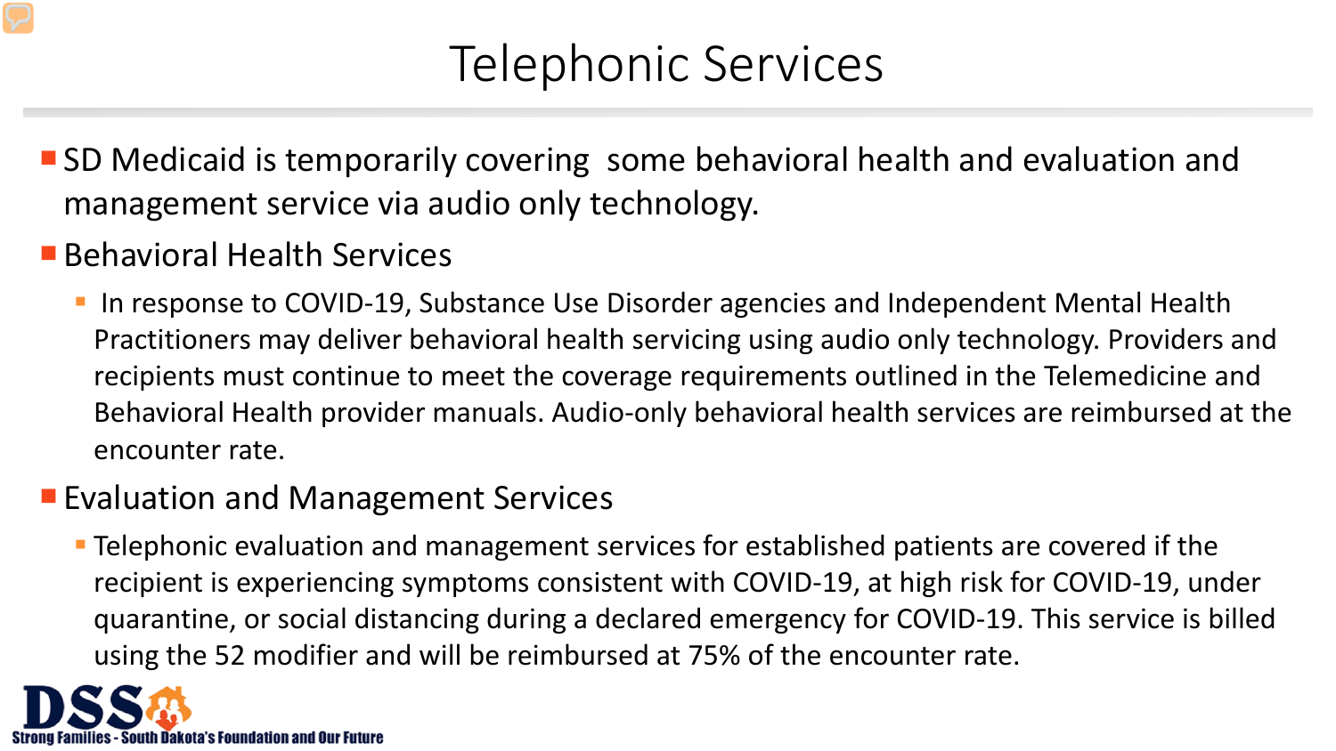# Telephonic Services

- SD Medicaid is temporarily covering some behavioral health and evaluation and management service via audio only technology.
- Behavioral Health Services
  - In response to COVID-19, Substance Use Disorder agencies and Independent Mental Health Practitioners may deliver behavioral health servicing using audio only technology. Providers and recipients must continue to meet the coverage requirements outlined in the Telemedicine and Behavioral Health provider manuals. Audio-only behavioral health services are reimbursed at the encounter rate.
- Evaluation and Management Services
  - Telephonic evaluation and management services for established patients are covered if the recipient is experiencing symptoms consistent with COVID-19, at high risk for COVID-19, under quarantine, or social distancing during a declared emergency for COVID-19. This service is billed using the 52 modifier and will be reimbursed at 75% of the encounter rate.

DSS
Strong Families - South Dakota's Foundation and Our Future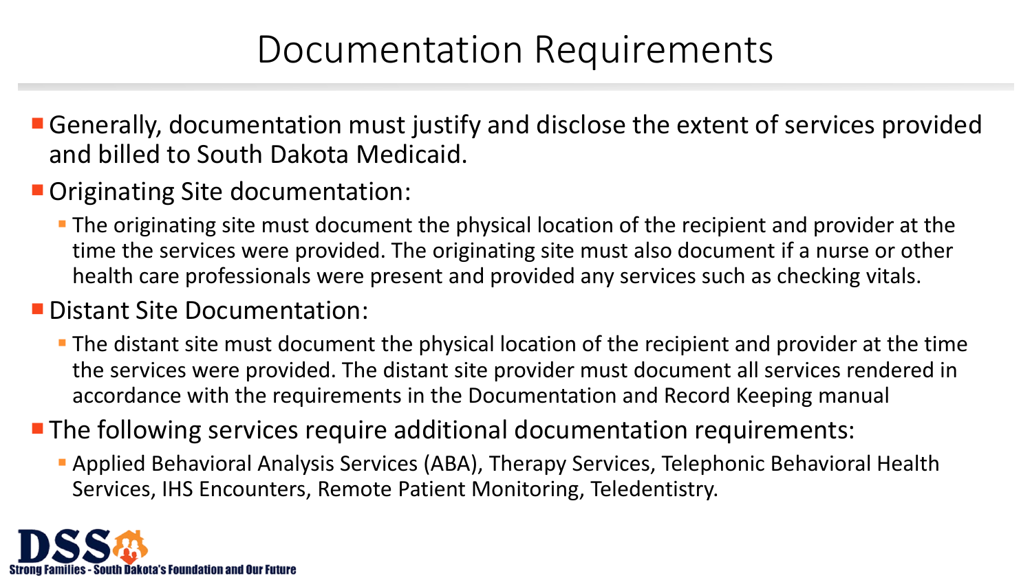# Documentation Requirements

- Generally, documentation must justify and disclose the extent of services provided and billed to South Dakota Medicaid.
- Originating Site documentation:
  - The originating site must document the physical location of the recipient and provider at the time the services were provided. The originating site must also document if a nurse or other health care professionals were present and provided any services such as checking vitals.
- Distant Site Documentation:
  - The distant site must document the physical location of the recipient and provider at the time the services were provided. The distant site provider must document all services rendered in accordance with the requirements in the Documentation and Record Keeping manual
- The following services require additional documentation requirements:
  - Applied Behavioral Analysis Services (ABA), Therapy Services, Telephonic Behavioral Health Services, IHS Encounters, Remote Patient Monitoring, Teledentistry.

DSS Strong Families - South Dakota's Foundation and Our Future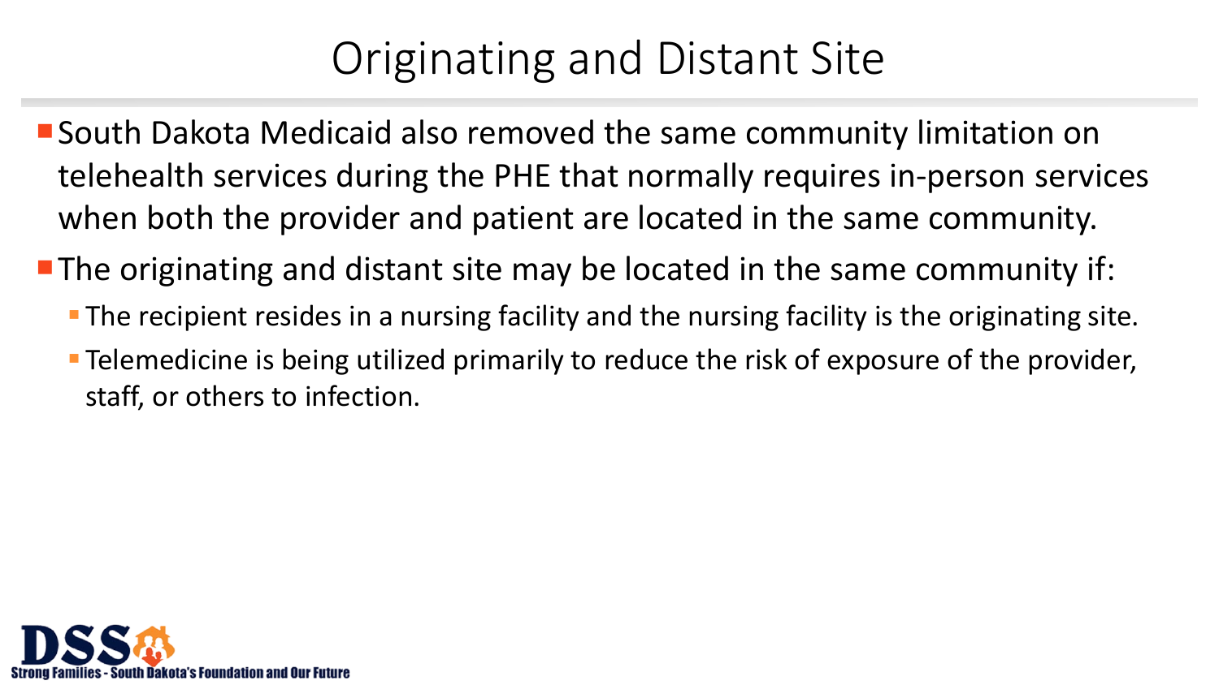# Originating and Distant Site

- South Dakota Medicaid also removed the same community limitation on telehealth services during the PHE that normally requires in-person services when both the provider and patient are located in the same community.
- The originating and distant site may be located in the same community if:
  - The recipient resides in a nursing facility and the nursing facility is the originating site.
  - Telemedicine is being utilized primarily to reduce the risk of exposure of the provider, staff, or others to infection.

DSS
Strong Families - South Dakota's Foundation and Our Future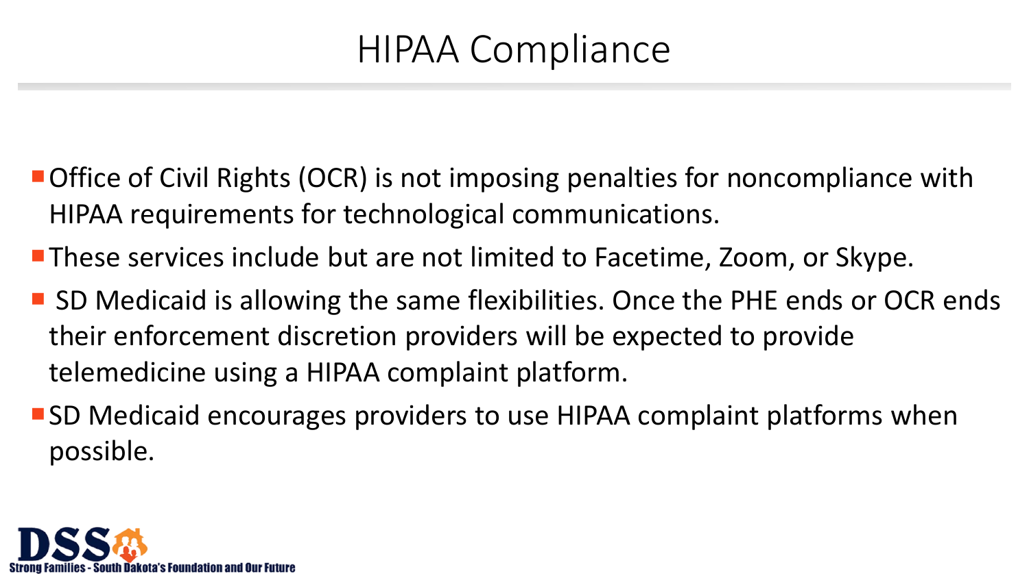# HIPAA Compliance

- Office of Civil Rights (OCR) is not imposing penalties for noncompliance with HIPAA requirements for technological communications.
- These services include but are not limited to Facetime, Zoom, or Skype.
- SD Medicaid is allowing the same flexibilities. Once the PHE ends or OCR ends their enforcement discretion providers will be expected to provide telemedicine using a HIPAA complaint platform.
- SD Medicaid encourages providers to use HIPAA complaint platforms when possible.

DSS Strong Families - South Dakota's Foundation and Our Future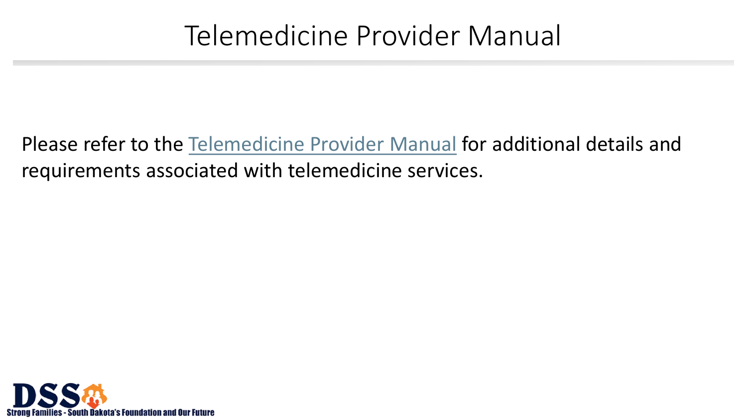# Telemedicine Provider Manual

Please refer to the Telemedicine Provider Manual for additional details and requirements associated with telemedicine services.